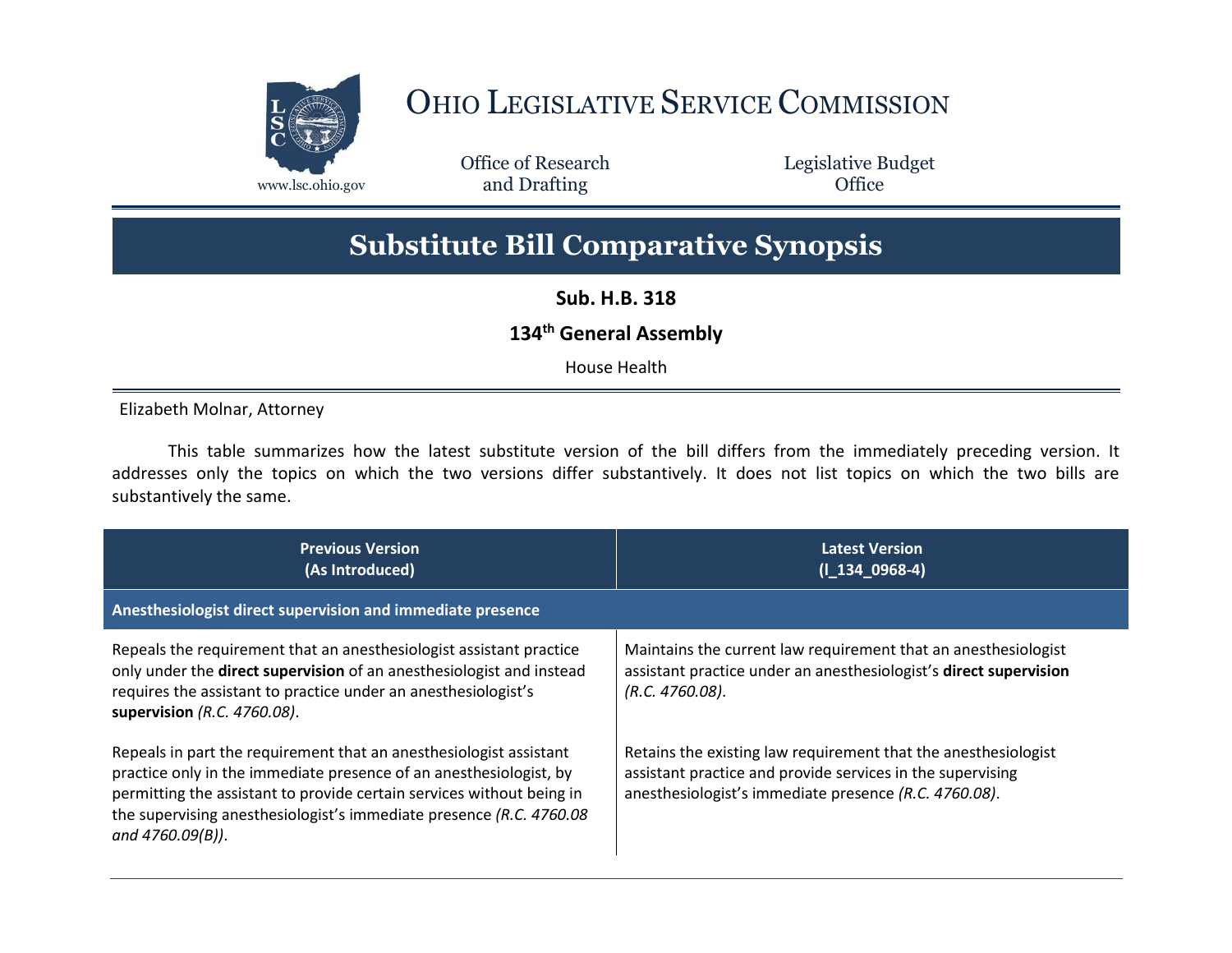# OHIO LEGISLATIVE SERVICE COMMISSION

www.lsc.ohio.gov

Office of Research and Drafting

Legislative Budget Office

# Substitute Bill Comparative Synopsis

**Sub. H.B. 318**

**134th General Assembly**

House Health

Elizabeth Molnar, Attorney

This table summarizes how the latest substitute version of the bill differs from the immediately preceding version. It addresses only the topics on which the two versions differ substantively. It does not list topics on which the two bills are substantively the same.

| Previous Version (As Introduced) | Latest Version (I_134_0968-4) |
|---|---|
| **Anesthesiologist direct supervision and immediate presence** | |
| Repeals the requirement that an anesthesiologist assistant practice only under the **direct supervision** of an anesthesiologist and instead requires the assistant to practice under an anesthesiologist's **supervision** *(R.C. 4760.08)*. | Maintains the current law requirement that an anesthesiologist assistant practice under an anesthesiologist's **direct supervision** *(R.C. 4760.08)*. |
| Repeals in part the requirement that an anesthesiologist assistant practice only in the immediate presence of an anesthesiologist, by permitting the assistant to provide certain services without being in the supervising anesthesiologist's immediate presence *(R.C. 4760.08 and 4760.09(B))*. | Retains the existing law requirement that the anesthesiologist assistant practice and provide services in the supervising anesthesiologist's immediate presence *(R.C. 4760.08)*. |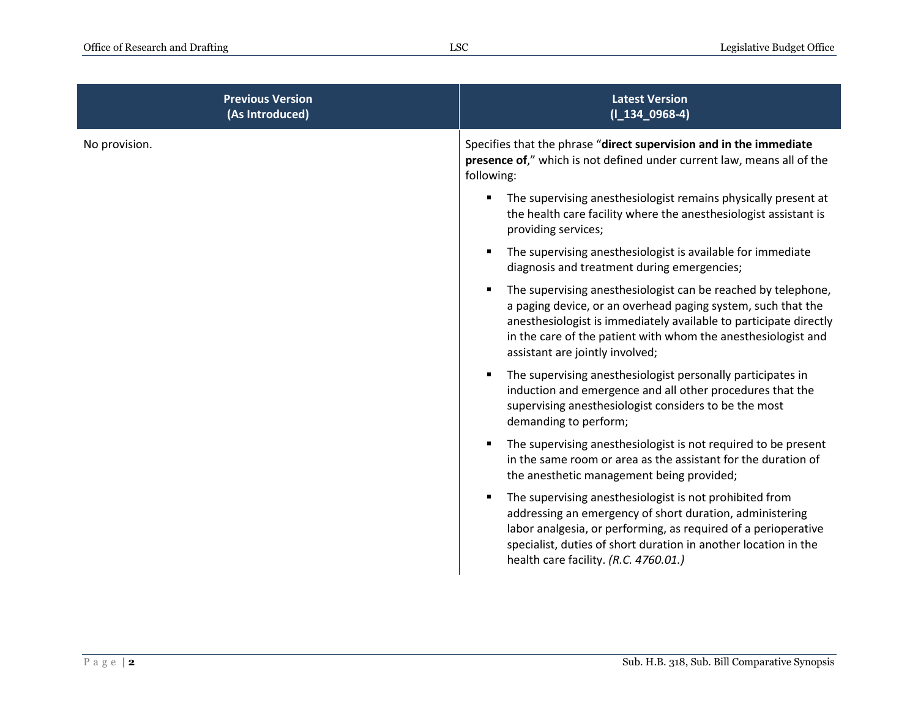| Previous Version (As Introduced) | Latest Version (l_134_0968-4) |
| --- | --- |
| No provision. | Specifies that the phrase "**direct supervision and in the immediate presence of**," which is not defined under current law, means all of the following:<br>▪ The supervising anesthesiologist remains physically present at the health care facility where the anesthesiologist assistant is providing services;<br>▪ The supervising anesthesiologist is available for immediate diagnosis and treatment during emergencies;<br>▪ The supervising anesthesiologist can be reached by telephone, a paging device, or an overhead paging system, such that the anesthesiologist is immediately available to participate directly in the care of the patient with whom the anesthesiologist and assistant are jointly involved;<br>▪ The supervising anesthesiologist personally participates in induction and emergence and all other procedures that the supervising anesthesiologist considers to be the most demanding to perform;<br>▪ The supervising anesthesiologist is not required to be present in the same room or area as the assistant for the duration of the anesthetic management being provided;<br>▪ The supervising anesthesiologist is not prohibited from addressing an emergency of short duration, administering labor analgesia, or performing, as required of a perioperative specialist, duties of short duration in another location in the health care facility. *(R.C. 4760.01.)* |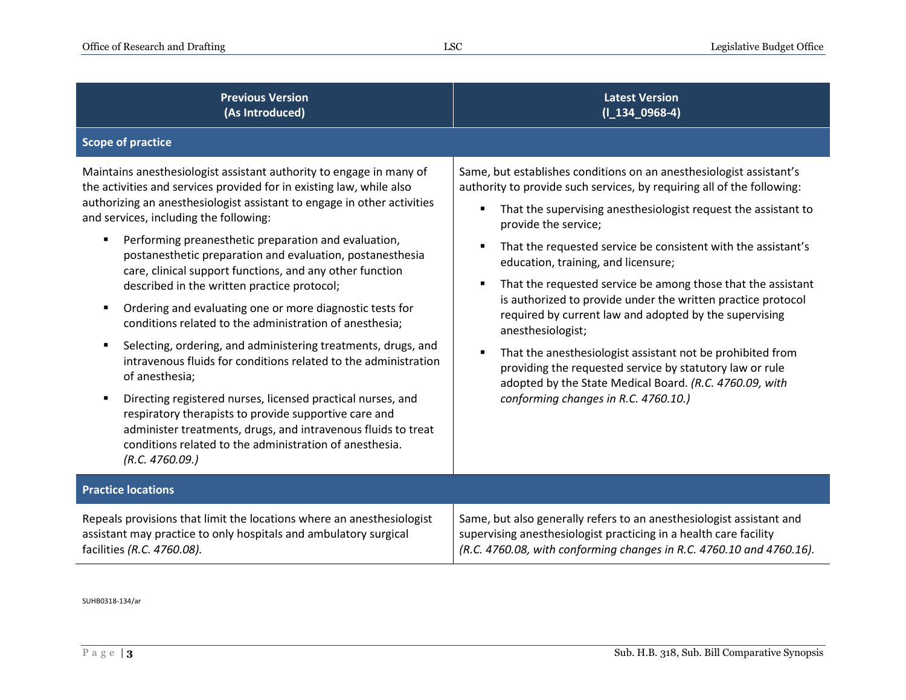| Previous Version (As Introduced) | Latest Version (l_134_0968-4) |
| --- | --- |
| **Scope of practice** | |
| Maintains anesthesiologist assistant authority to engage in many of the activities and services provided for in existing law, while also authorizing an anesthesiologist assistant to engage in other activities and services, including the following:<br>▪ Performing preanesthetic preparation and evaluation, postanesthetic preparation and evaluation, postanesthesia care, clinical support functions, and any other function described in the written practice protocol;<br>▪ Ordering and evaluating one or more diagnostic tests for conditions related to the administration of anesthesia;<br>▪ Selecting, ordering, and administering treatments, drugs, and intravenous fluids for conditions related to the administration of anesthesia;<br>▪ Directing registered nurses, licensed practical nurses, and respiratory therapists to provide supportive care and administer treatments, drugs, and intravenous fluids to treat conditions related to the administration of anesthesia. *(R.C. 4760.09.)* | Same, but establishes conditions on an anesthesiologist assistant's authority to provide such services, by requiring all of the following:<br>▪ That the supervising anesthesiologist request the assistant to provide the service;<br>▪ That the requested service be consistent with the assistant's education, training, and licensure;<br>▪ That the requested service be among those that the assistant is authorized to provide under the written practice protocol required by current law and adopted by the supervising anesthesiologist;<br>▪ That the anesthesiologist assistant not be prohibited from providing the requested service by statutory law or rule adopted by the State Medical Board. *(R.C. 4760.09, with conforming changes in R.C. 4760.10.)* |
| **Practice locations** | |
| Repeals provisions that limit the locations where an anesthesiologist assistant may practice to only hospitals and ambulatory surgical facilities *(R.C. 4760.08).* | Same, but also generally refers to an anesthesiologist assistant and supervising anesthesiologist practicing in a health care facility *(R.C. 4760.08, with conforming changes in R.C. 4760.10 and 4760.16).* |

SUHB0318-134/ar